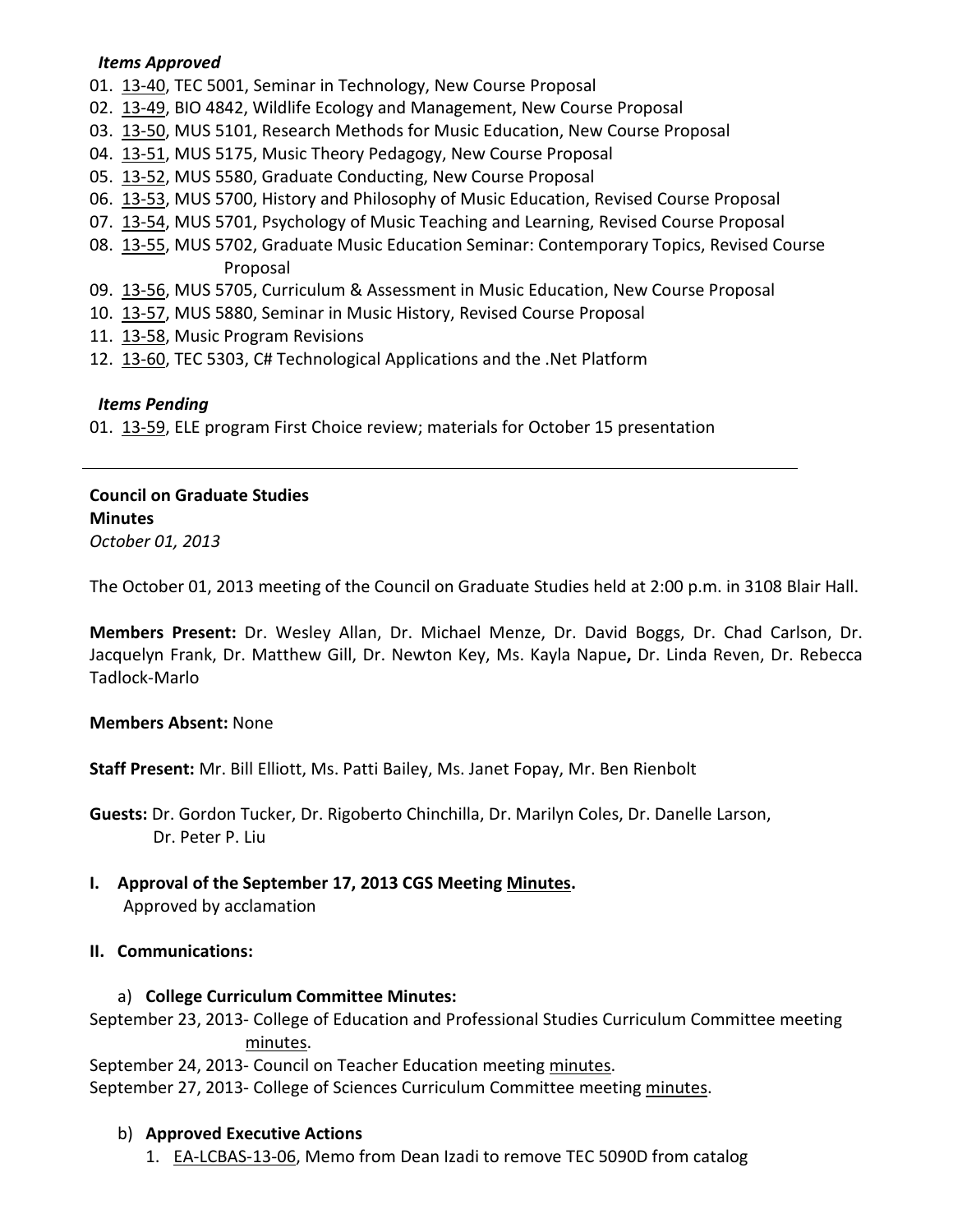*Items Approved*

01. 13-40, TEC 5001, Seminar in Technology, New Course Proposal
02. 13-49, BIO 4842, Wildlife Ecology and Management, New Course Proposal
03. 13-50, MUS 5101, Research Methods for Music Education, New Course Proposal
04. 13-51, MUS 5175, Music Theory Pedagogy, New Course Proposal
05. 13-52, MUS 5580, Graduate Conducting, New Course Proposal
06. 13-53, MUS 5700, History and Philosophy of Music Education, Revised Course Proposal
07. 13-54, MUS 5701, Psychology of Music Teaching and Learning, Revised Course Proposal
08. 13-55, MUS 5702, Graduate Music Education Seminar: Contemporary Topics, Revised Course Proposal
09. 13-56, MUS 5705, Curriculum & Assessment in Music Education, New Course Proposal
10. 13-57, MUS 5880, Seminar in Music History, Revised Course Proposal
11. 13-58, Music Program Revisions
12. 13-60, TEC 5303, C# Technological Applications and the .Net Platform

*Items Pending*

01. 13-59, ELE program First Choice review; materials for October 15 presentation

---

**Council on Graduate Studies**
**Minutes**
*October 01, 2013*

The October 01, 2013 meeting of the Council on Graduate Studies held at 2:00 p.m. in 3108 Blair Hall.

**Members Present:** Dr. Wesley Allan, Dr. Michael Menze, Dr. David Boggs, Dr. Chad Carlson, Dr. Jacquelyn Frank, Dr. Matthew Gill, Dr. Newton Key, Ms. Kayla Napue**,** Dr. Linda Reven, Dr. Rebecca Tadlock-Marlo

**Members Absent:** None

**Staff Present:** Mr. Bill Elliott, Ms. Patti Bailey, Ms. Janet Fopay, Mr. Ben Rienbolt

**Guests:** Dr. Gordon Tucker, Dr. Rigoberto Chinchilla, Dr. Marilyn Coles, Dr. Danelle Larson, Dr. Peter P. Liu

**I. Approval of the September 17, 2013 CGS Meeting Minutes.**
Approved by acclamation

**II. Communications:**

a) **College Curriculum Committee Minutes:**

September 23, 2013- College of Education and Professional Studies Curriculum Committee meeting minutes.
September 24, 2013- Council on Teacher Education meeting minutes.
September 27, 2013- College of Sciences Curriculum Committee meeting minutes.

b) **Approved Executive Actions**

1. EA-LCBAS-13-06, Memo from Dean Izadi to remove TEC 5090D from catalog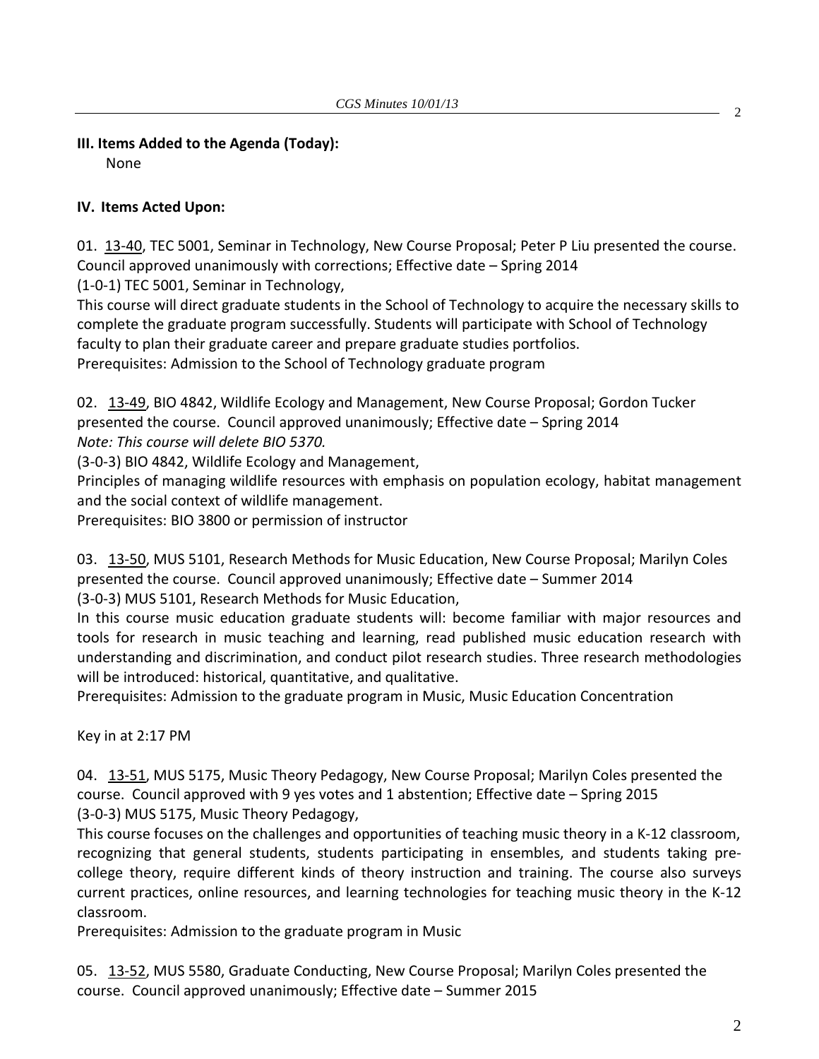**III. Items Added to the Agenda (Today):**

None

**IV. Items Acted Upon:**

01. 13-40, TEC 5001, Seminar in Technology, New Course Proposal; Peter P Liu presented the course. Council approved unanimously with corrections; Effective date – Spring 2014
(1-0-1) TEC 5001, Seminar in Technology,
This course will direct graduate students in the School of Technology to acquire the necessary skills to complete the graduate program successfully. Students will participate with School of Technology faculty to plan their graduate career and prepare graduate studies portfolios.
Prerequisites: Admission to the School of Technology graduate program

02. 13-49, BIO 4842, Wildlife Ecology and Management, New Course Proposal; Gordon Tucker presented the course. Council approved unanimously; Effective date – Spring 2014
*Note: This course will delete BIO 5370.*
(3-0-3) BIO 4842, Wildlife Ecology and Management,
Principles of managing wildlife resources with emphasis on population ecology, habitat management and the social context of wildlife management.
Prerequisites: BIO 3800 or permission of instructor

03. 13-50, MUS 5101, Research Methods for Music Education, New Course Proposal; Marilyn Coles presented the course. Council approved unanimously; Effective date – Summer 2014
(3-0-3) MUS 5101, Research Methods for Music Education,
In this course music education graduate students will: become familiar with major resources and tools for research in music teaching and learning, read published music education research with understanding and discrimination, and conduct pilot research studies. Three research methodologies will be introduced: historical, quantitative, and qualitative.
Prerequisites: Admission to the graduate program in Music, Music Education Concentration

Key in at 2:17 PM

04. 13-51, MUS 5175, Music Theory Pedagogy, New Course Proposal; Marilyn Coles presented the course. Council approved with 9 yes votes and 1 abstention; Effective date – Spring 2015
(3-0-3) MUS 5175, Music Theory Pedagogy,
This course focuses on the challenges and opportunities of teaching music theory in a K-12 classroom, recognizing that general students, students participating in ensembles, and students taking pre-college theory, require different kinds of theory instruction and training. The course also surveys current practices, online resources, and learning technologies for teaching music theory in the K-12 classroom.
Prerequisites: Admission to the graduate program in Music

05. 13-52, MUS 5580, Graduate Conducting, New Course Proposal; Marilyn Coles presented the course. Council approved unanimously; Effective date – Summer 2015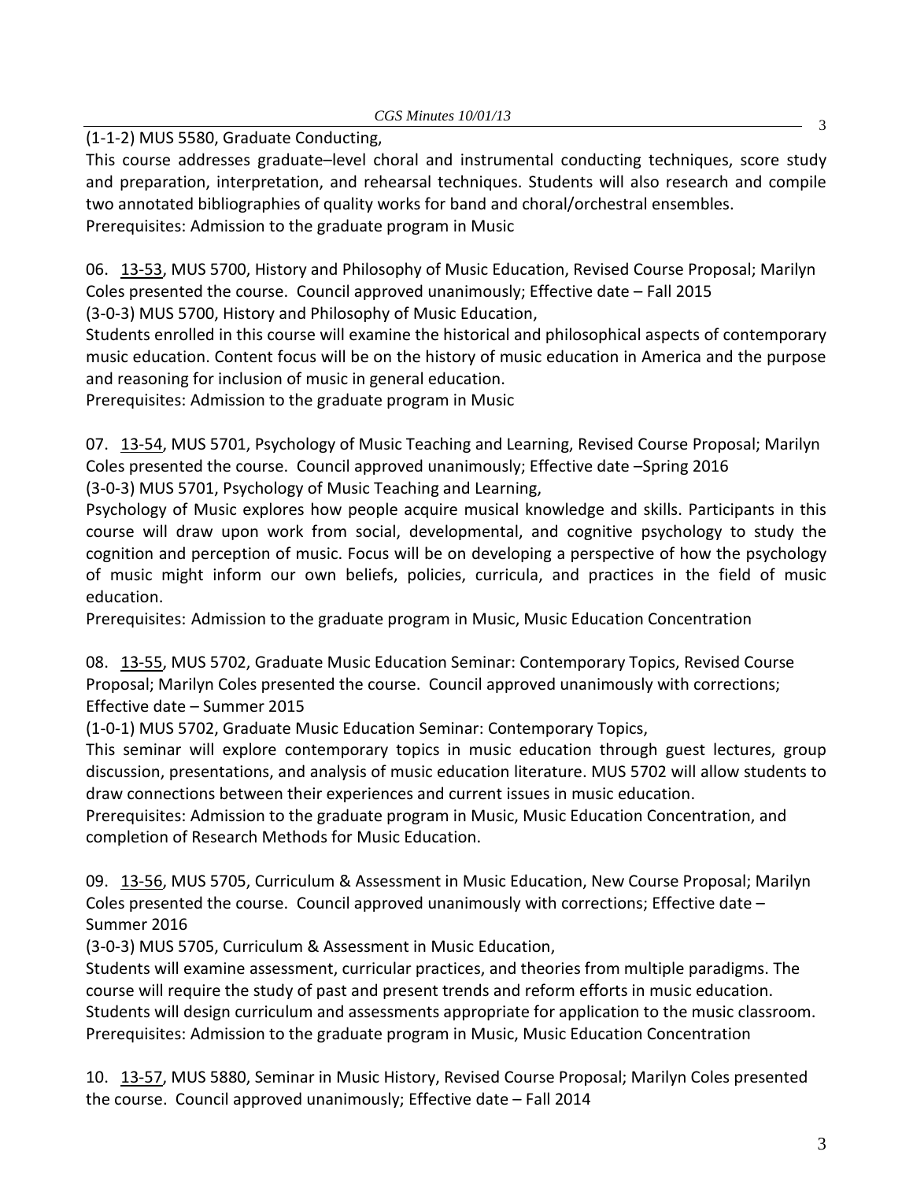(1-1-2) MUS 5580, Graduate Conducting,

This course addresses graduate–level choral and instrumental conducting techniques, score study and preparation, interpretation, and rehearsal techniques. Students will also research and compile two annotated bibliographies of quality works for band and choral/orchestral ensembles.

Prerequisites: Admission to the graduate program in Music

06. 13-53, MUS 5700, History and Philosophy of Music Education, Revised Course Proposal; Marilyn Coles presented the course. Council approved unanimously; Effective date – Fall 2015

(3-0-3) MUS 5700, History and Philosophy of Music Education,

Students enrolled in this course will examine the historical and philosophical aspects of contemporary music education. Content focus will be on the history of music education in America and the purpose and reasoning for inclusion of music in general education.

Prerequisites: Admission to the graduate program in Music

07. 13-54, MUS 5701, Psychology of Music Teaching and Learning, Revised Course Proposal; Marilyn Coles presented the course. Council approved unanimously; Effective date –Spring 2016

(3-0-3) MUS 5701, Psychology of Music Teaching and Learning,

Psychology of Music explores how people acquire musical knowledge and skills. Participants in this course will draw upon work from social, developmental, and cognitive psychology to study the cognition and perception of music. Focus will be on developing a perspective of how the psychology of music might inform our own beliefs, policies, curricula, and practices in the field of music education.

Prerequisites: Admission to the graduate program in Music, Music Education Concentration

08. 13-55, MUS 5702, Graduate Music Education Seminar: Contemporary Topics, Revised Course Proposal; Marilyn Coles presented the course. Council approved unanimously with corrections; Effective date – Summer 2015

(1-0-1) MUS 5702, Graduate Music Education Seminar: Contemporary Topics,

This seminar will explore contemporary topics in music education through guest lectures, group discussion, presentations, and analysis of music education literature. MUS 5702 will allow students to draw connections between their experiences and current issues in music education.

Prerequisites: Admission to the graduate program in Music, Music Education Concentration, and completion of Research Methods for Music Education.

09. 13-56, MUS 5705, Curriculum & Assessment in Music Education, New Course Proposal; Marilyn Coles presented the course. Council approved unanimously with corrections; Effective date – Summer 2016

(3-0-3) MUS 5705, Curriculum & Assessment in Music Education,

Students will examine assessment, curricular practices, and theories from multiple paradigms. The course will require the study of past and present trends and reform efforts in music education. Students will design curriculum and assessments appropriate for application to the music classroom.

Prerequisites: Admission to the graduate program in Music, Music Education Concentration

10. 13-57, MUS 5880, Seminar in Music History, Revised Course Proposal; Marilyn Coles presented the course. Council approved unanimously; Effective date – Fall 2014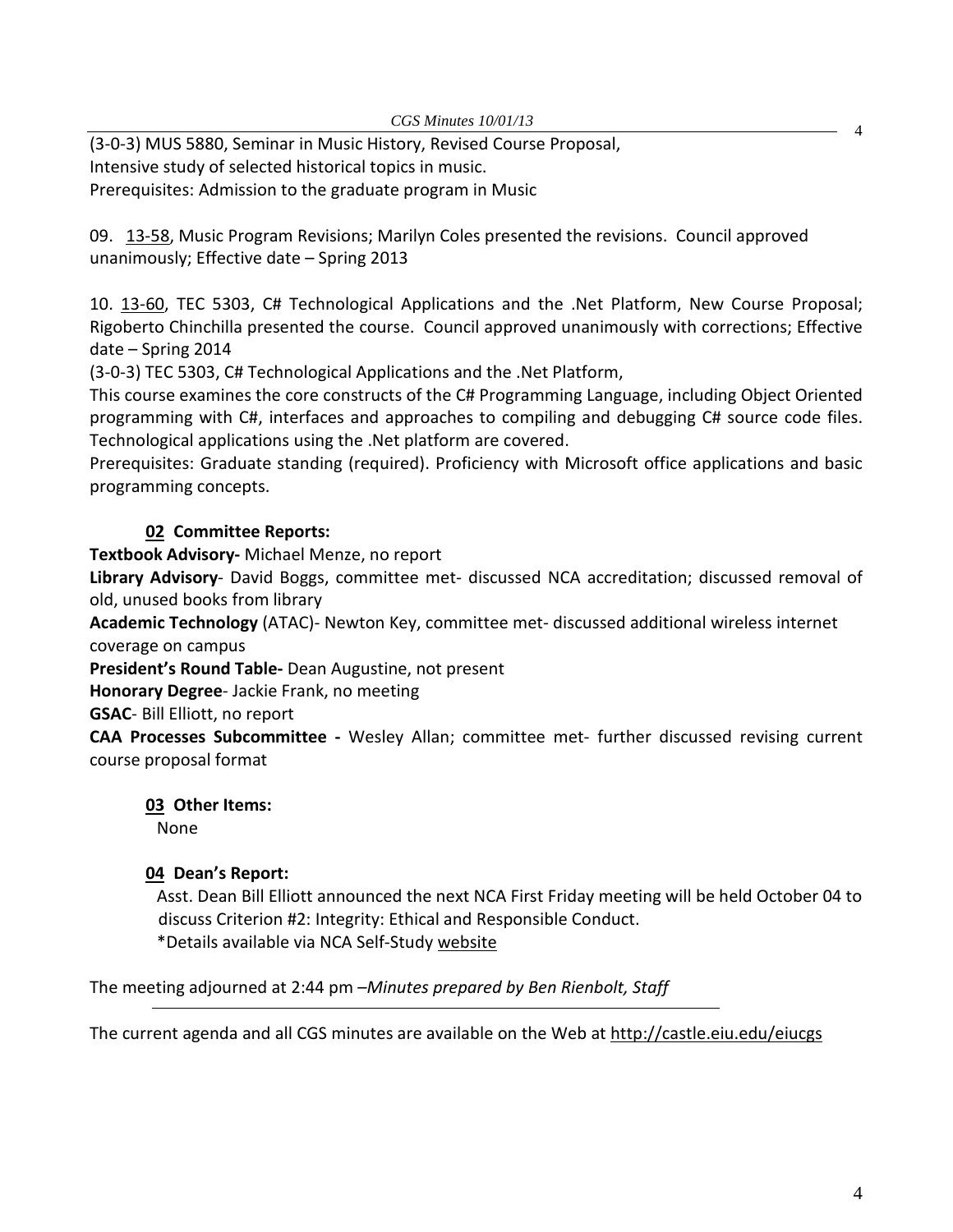(3-0-3) MUS 5880, Seminar in Music History, Revised Course Proposal,
Intensive study of selected historical topics in music.
Prerequisites: Admission to the graduate program in Music

09. 13-58, Music Program Revisions; Marilyn Coles presented the revisions. Council approved unanimously; Effective date – Spring 2013

10. 13-60, TEC 5303, C# Technological Applications and the .Net Platform, New Course Proposal; Rigoberto Chinchilla presented the course. Council approved unanimously with corrections; Effective date – Spring 2014

(3-0-3) TEC 5303, C# Technological Applications and the .Net Platform,
This course examines the core constructs of the C# Programming Language, including Object Oriented programming with C#, interfaces and approaches to compiling and debugging C# source code files. Technological applications using the .Net platform are covered.
Prerequisites: Graduate standing (required). Proficiency with Microsoft office applications and basic programming concepts.

**02 Committee Reports:**

**Textbook Advisory-** Michael Menze, no report

**Library Advisory**- David Boggs, committee met- discussed NCA accreditation; discussed removal of old, unused books from library

**Academic Technology** (ATAC)- Newton Key, committee met- discussed additional wireless internet coverage on campus

**President's Round Table-** Dean Augustine, not present

**Honorary Degree**- Jackie Frank, no meeting

**GSAC**- Bill Elliott, no report

**CAA Processes Subcommittee -** Wesley Allan; committee met- further discussed revising current course proposal format

**03 Other Items:**

None

**04 Dean's Report:**

Asst. Dean Bill Elliott announced the next NCA First Friday meeting will be held October 04 to discuss Criterion #2: Integrity: Ethical and Responsible Conduct.
*Details available via NCA Self-Study website

The meeting adjourned at 2:44 pm –*Minutes prepared by Ben Rienbolt, Staff*

---

The current agenda and all CGS minutes are available on the Web at http://castle.eiu.edu/eiucgs